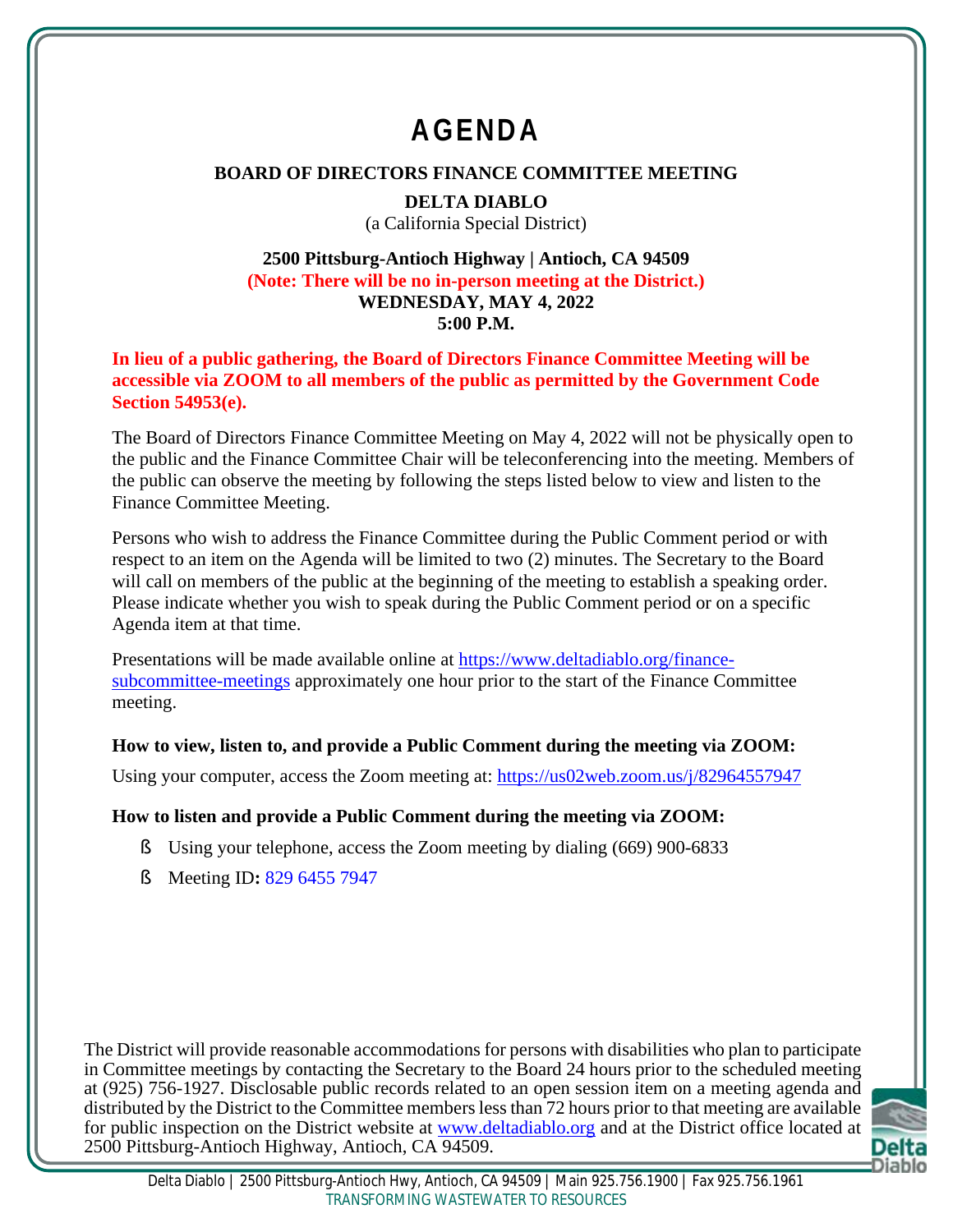# AGENDA

**BOARD OF DIRECTORS FINANCE COMMITTEE MEETING**

**DELTA DIABLO**
(a California Special District)

**2500 Pittsburg-Antioch Highway | Antioch, CA 94509**
**(Note: There will be no in-person meeting at the District.)**
**WEDNESDAY, MAY 4, 2022**
**5:00 P.M.**

**In lieu of a public gathering, the Board of Directors Finance Committee Meeting will be accessible via ZOOM to all members of the public as permitted by the Government Code Section 54953(e).**

The Board of Directors Finance Committee Meeting on May 4, 2022 will not be physically open to the public and the Finance Committee Chair will be teleconferencing into the meeting. Members of the public can observe the meeting by following the steps listed below to view and listen to the Finance Committee Meeting.

Persons who wish to address the Finance Committee during the Public Comment period or with respect to an item on the Agenda will be limited to two (2) minutes. The Secretary to the Board will call on members of the public at the beginning of the meeting to establish a speaking order. Please indicate whether you wish to speak during the Public Comment period or on a specific Agenda item at that time.

Presentations will be made available online at https://www.deltadiablo.org/finance-subcommittee-meetings approximately one hour prior to the start of the Finance Committee meeting.

**How to view, listen to, and provide a Public Comment during the meeting via ZOOM:**

Using your computer, access the Zoom meeting at: https://us02web.zoom.us/j/82964557947

**How to listen and provide a Public Comment during the meeting via ZOOM:**

- Using your telephone, access the Zoom meeting by dialing (669) 900-6833
- Meeting ID**:** 829 6455 7947

The District will provide reasonable accommodations for persons with disabilities who plan to participate in Committee meetings by contacting the Secretary to the Board 24 hours prior to the scheduled meeting at (925) 756-1927. Disclosable public records related to an open session item on a meeting agenda and distributed by the District to the Committee members less than 72 hours prior to that meeting are available for public inspection on the District website at www.deltadiablo.org and at the District office located at 2500 Pittsburg-Antioch Highway, Antioch, CA 94509.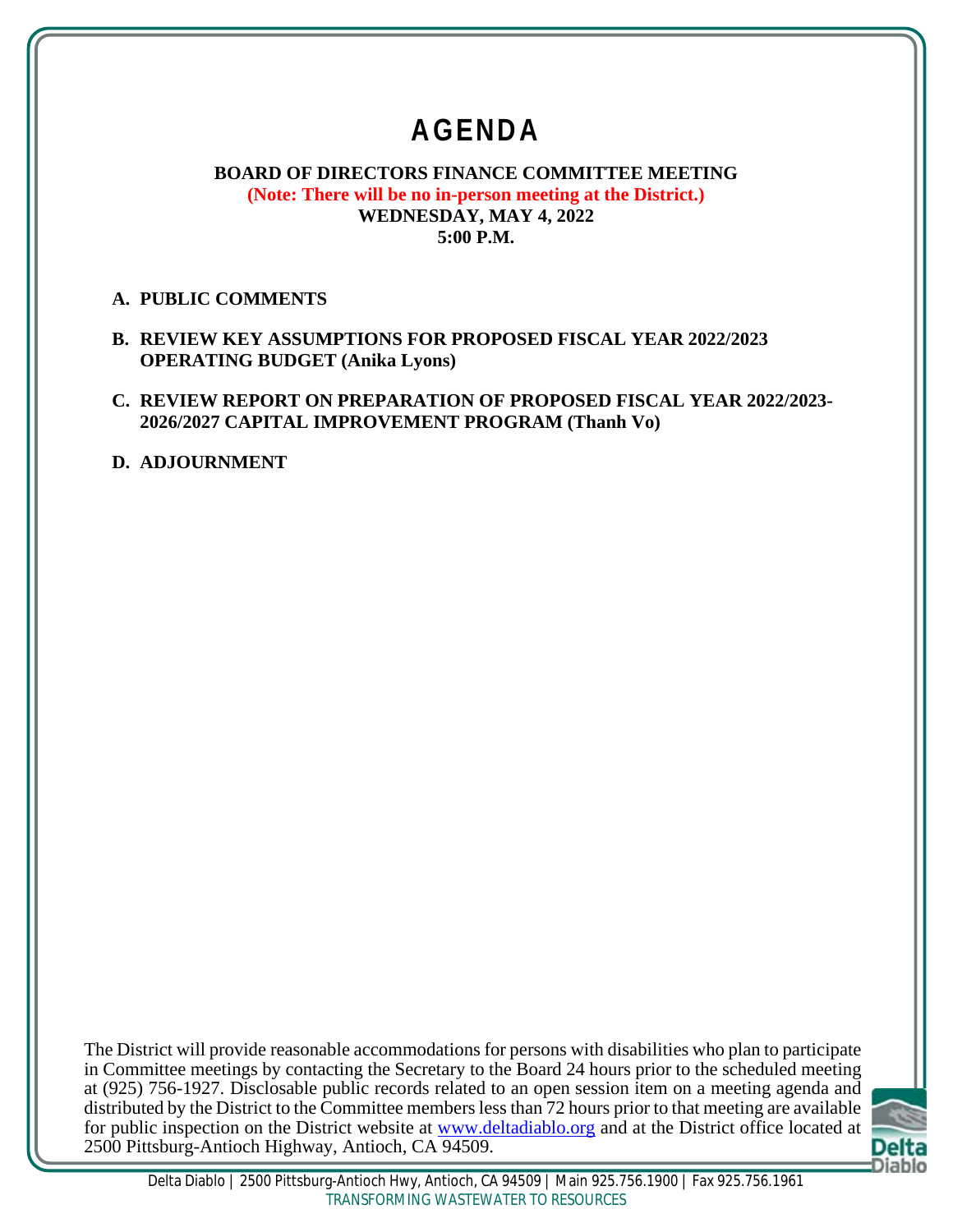# AGENDA

**BOARD OF DIRECTORS FINANCE COMMITTEE MEETING**
**(Note: There will be no in-person meeting at the District.)**
**WEDNESDAY, MAY 4, 2022**
**5:00 P.M.**

**A. PUBLIC COMMENTS**

**B. REVIEW KEY ASSUMPTIONS FOR PROPOSED FISCAL YEAR 2022/2023 OPERATING BUDGET (Anika Lyons)**

**C. REVIEW REPORT ON PREPARATION OF PROPOSED FISCAL YEAR 2022/2023-2026/2027 CAPITAL IMPROVEMENT PROGRAM (Thanh Vo)**

**D. ADJOURNMENT**

The District will provide reasonable accommodations for persons with disabilities who plan to participate in Committee meetings by contacting the Secretary to the Board 24 hours prior to the scheduled meeting at (925) 756-1927. Disclosable public records related to an open session item on a meeting agenda and distributed by the District to the Committee members less than 72 hours prior to that meeting are available for public inspection on the District website at www.deltadiablo.org and at the District office located at 2500 Pittsburg-Antioch Highway, Antioch, CA 94509.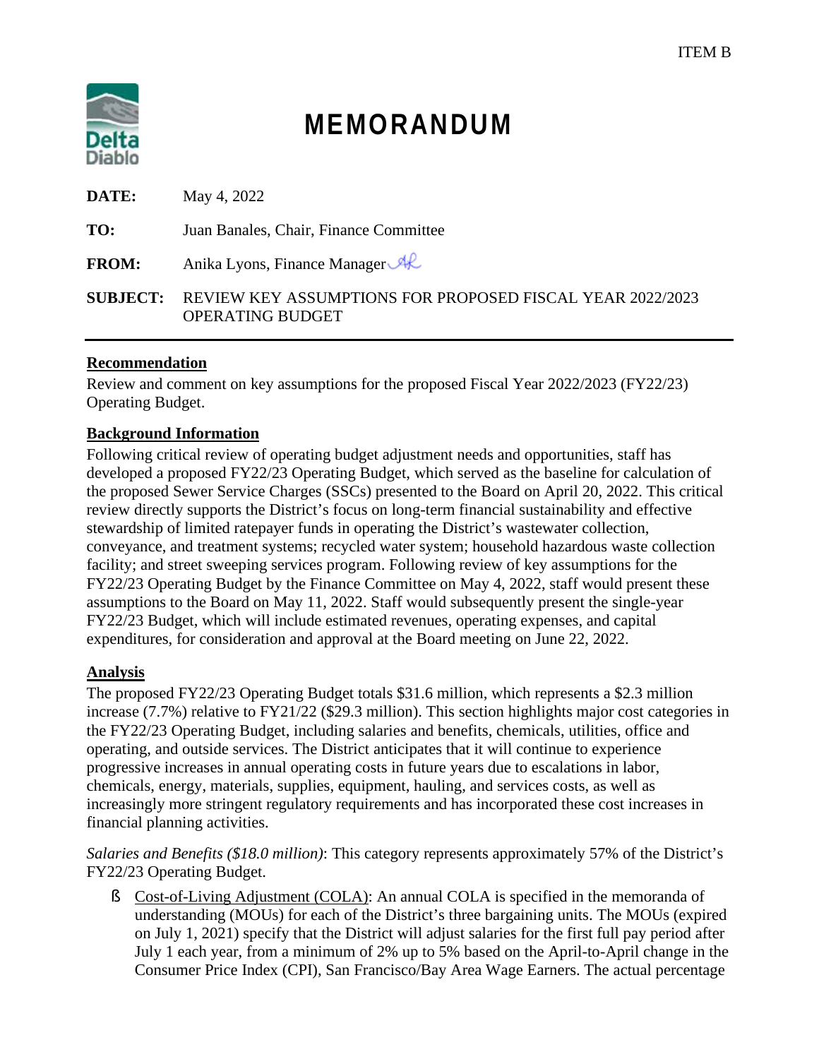ITEM B

# MEMORANDUM

**DATE:** May 4, 2022

**TO:** Juan Banales, Chair, Finance Committee

**FROM:** Anika Lyons, Finance Manager

**SUBJECT:** REVIEW KEY ASSUMPTIONS FOR PROPOSED FISCAL YEAR 2022/2023 OPERATING BUDGET

---

## Recommendation

Review and comment on key assumptions for the proposed Fiscal Year 2022/2023 (FY22/23) Operating Budget.

## Background Information

Following critical review of operating budget adjustment needs and opportunities, staff has developed a proposed FY22/23 Operating Budget, which served as the baseline for calculation of the proposed Sewer Service Charges (SSCs) presented to the Board on April 20, 2022. This critical review directly supports the District's focus on long-term financial sustainability and effective stewardship of limited ratepayer funds in operating the District's wastewater collection, conveyance, and treatment systems; recycled water system; household hazardous waste collection facility; and street sweeping services program. Following review of key assumptions for the FY22/23 Operating Budget by the Finance Committee on May 4, 2022, staff would present these assumptions to the Board on May 11, 2022. Staff would subsequently present the single-year FY22/23 Budget, which will include estimated revenues, operating expenses, and capital expenditures, for consideration and approval at the Board meeting on June 22, 2022.

## Analysis

The proposed FY22/23 Operating Budget totals $31.6 million, which represents a $2.3 million increase (7.7%) relative to FY21/22 ($29.3 million). This section highlights major cost categories in the FY22/23 Operating Budget, including salaries and benefits, chemicals, utilities, office and operating, and outside services. The District anticipates that it will continue to experience progressive increases in annual operating costs in future years due to escalations in labor, chemicals, energy, materials, supplies, equipment, hauling, and services costs, as well as increasingly more stringent regulatory requirements and has incorporated these cost increases in financial planning activities.

*Salaries and Benefits ($18.0 million)*: This category represents approximately 57% of the District's FY22/23 Operating Budget.

- Cost-of-Living Adjustment (COLA): An annual COLA is specified in the memoranda of understanding (MOUs) for each of the District's three bargaining units. The MOUs (expired on July 1, 2021) specify that the District will adjust salaries for the first full pay period after July 1 each year, from a minimum of 2% up to 5% based on the April-to-April change in the Consumer Price Index (CPI), San Francisco/Bay Area Wage Earners. The actual percentage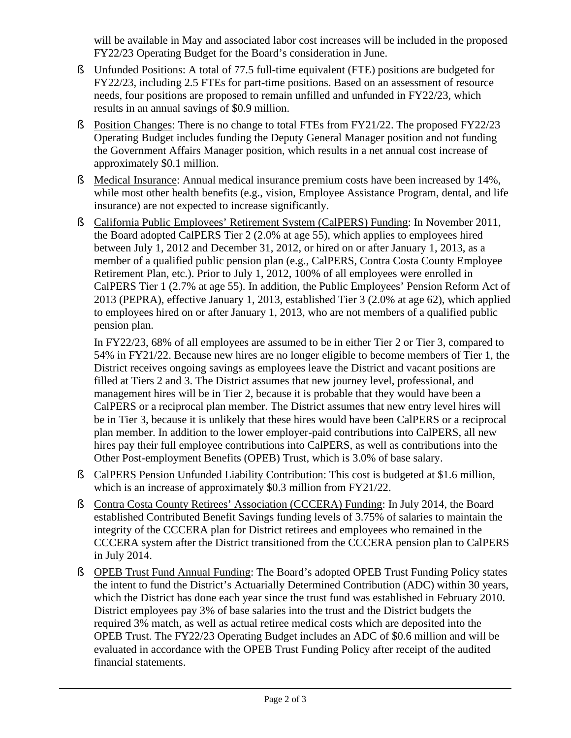will be available in May and associated labor cost increases will be included in the proposed FY22/23 Operating Budget for the Board's consideration in June.

- Unfunded Positions: A total of 77.5 full-time equivalent (FTE) positions are budgeted for FY22/23, including 2.5 FTEs for part-time positions. Based on an assessment of resource needs, four positions are proposed to remain unfilled and unfunded in FY22/23, which results in an annual savings of $0.9 million.
- Position Changes: There is no change to total FTEs from FY21/22. The proposed FY22/23 Operating Budget includes funding the Deputy General Manager position and not funding the Government Affairs Manager position, which results in a net annual cost increase of approximately $0.1 million.
- Medical Insurance: Annual medical insurance premium costs have been increased by 14%, while most other health benefits (e.g., vision, Employee Assistance Program, dental, and life insurance) are not expected to increase significantly.
- California Public Employees' Retirement System (CalPERS) Funding: In November 2011, the Board adopted CalPERS Tier 2 (2.0% at age 55), which applies to employees hired between July 1, 2012 and December 31, 2012, or hired on or after January 1, 2013, as a member of a qualified public pension plan (e.g., CalPERS, Contra Costa County Employee Retirement Plan, etc.). Prior to July 1, 2012, 100% of all employees were enrolled in CalPERS Tier 1 (2.7% at age 55). In addition, the Public Employees' Pension Reform Act of 2013 (PEPRA), effective January 1, 2013, established Tier 3 (2.0% at age 62), which applied to employees hired on or after January 1, 2013, who are not members of a qualified public pension plan.

  In FY22/23, 68% of all employees are assumed to be in either Tier 2 or Tier 3, compared to 54% in FY21/22. Because new hires are no longer eligible to become members of Tier 1, the District receives ongoing savings as employees leave the District and vacant positions are filled at Tiers 2 and 3. The District assumes that new journey level, professional, and management hires will be in Tier 2, because it is probable that they would have been a CalPERS or a reciprocal plan member. The District assumes that new entry level hires will be in Tier 3, because it is unlikely that these hires would have been CalPERS or a reciprocal plan member. In addition to the lower employer-paid contributions into CalPERS, all new hires pay their full employee contributions into CalPERS, as well as contributions into the Other Post-employment Benefits (OPEB) Trust, which is 3.0% of base salary.
- CalPERS Pension Unfunded Liability Contribution: This cost is budgeted at $1.6 million, which is an increase of approximately $0.3 million from FY21/22.
- Contra Costa County Retirees' Association (CCCERA) Funding: In July 2014, the Board established Contributed Benefit Savings funding levels of 3.75% of salaries to maintain the integrity of the CCCERA plan for District retirees and employees who remained in the CCCERA system after the District transitioned from the CCCERA pension plan to CalPERS in July 2014.
- OPEB Trust Fund Annual Funding: The Board's adopted OPEB Trust Funding Policy states the intent to fund the District's Actuarially Determined Contribution (ADC) within 30 years, which the District has done each year since the trust fund was established in February 2010. District employees pay 3% of base salaries into the trust and the District budgets the required 3% match, as well as actual retiree medical costs which are deposited into the OPEB Trust. The FY22/23 Operating Budget includes an ADC of $0.6 million and will be evaluated in accordance with the OPEB Trust Funding Policy after receipt of the audited financial statements.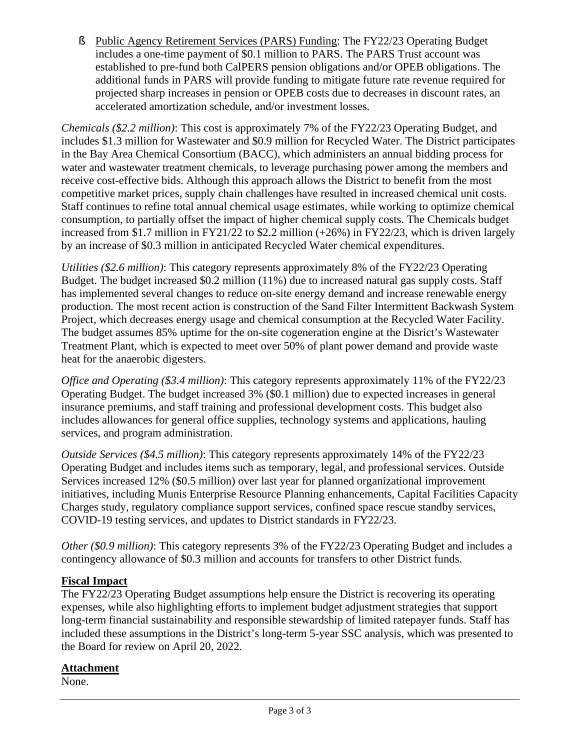- Public Agency Retirement Services (PARS) Funding: The FY22/23 Operating Budget includes a one-time payment of $0.1 million to PARS. The PARS Trust account was established to pre-fund both CalPERS pension obligations and/or OPEB obligations. The additional funds in PARS will provide funding to mitigate future rate revenue required for projected sharp increases in pension or OPEB costs due to decreases in discount rates, an accelerated amortization schedule, and/or investment losses.

*Chemicals ($2.2 million)*: This cost is approximately 7% of the FY22/23 Operating Budget, and includes $1.3 million for Wastewater and $0.9 million for Recycled Water. The District participates in the Bay Area Chemical Consortium (BACC), which administers an annual bidding process for water and wastewater treatment chemicals, to leverage purchasing power among the members and receive cost-effective bids. Although this approach allows the District to benefit from the most competitive market prices, supply chain challenges have resulted in increased chemical unit costs. Staff continues to refine total annual chemical usage estimates, while working to optimize chemical consumption, to partially offset the impact of higher chemical supply costs. The Chemicals budget increased from $1.7 million in FY21/22 to $2.2 million (+26%) in FY22/23, which is driven largely by an increase of $0.3 million in anticipated Recycled Water chemical expenditures.

*Utilities ($2.6 million)*: This category represents approximately 8% of the FY22/23 Operating Budget. The budget increased $0.2 million (11%) due to increased natural gas supply costs. Staff has implemented several changes to reduce on-site energy demand and increase renewable energy production. The most recent action is construction of the Sand Filter Intermittent Backwash System Project, which decreases energy usage and chemical consumption at the Recycled Water Facility. The budget assumes 85% uptime for the on-site cogeneration engine at the Disrict's Wastewater Treatment Plant, which is expected to meet over 50% of plant power demand and provide waste heat for the anaerobic digesters.

*Office and Operating ($3.4 million)*: This category represents approximately 11% of the FY22/23 Operating Budget. The budget increased 3% ($0.1 million) due to expected increases in general insurance premiums, and staff training and professional development costs. This budget also includes allowances for general office supplies, technology systems and applications, hauling services, and program administration.

*Outside Services ($4.5 million)*: This category represents approximately 14% of the FY22/23 Operating Budget and includes items such as temporary, legal, and professional services. Outside Services increased 12% ($0.5 million) over last year for planned organizational improvement initiatives, including Munis Enterprise Resource Planning enhancements, Capital Facilities Capacity Charges study, regulatory compliance support services, confined space rescue standby services, COVID-19 testing services, and updates to District standards in FY22/23.

*Other ($0.9 million)*: This category represents 3% of the FY22/23 Operating Budget and includes a contingency allowance of $0.3 million and accounts for transfers to other District funds.

**Fiscal Impact**

The FY22/23 Operating Budget assumptions help ensure the District is recovering its operating expenses, while also highlighting efforts to implement budget adjustment strategies that support long-term financial sustainability and responsible stewardship of limited ratepayer funds. Staff has included these assumptions in the District's long-term 5-year SSC analysis, which was presented to the Board for review on April 20, 2022.

**Attachment**

None.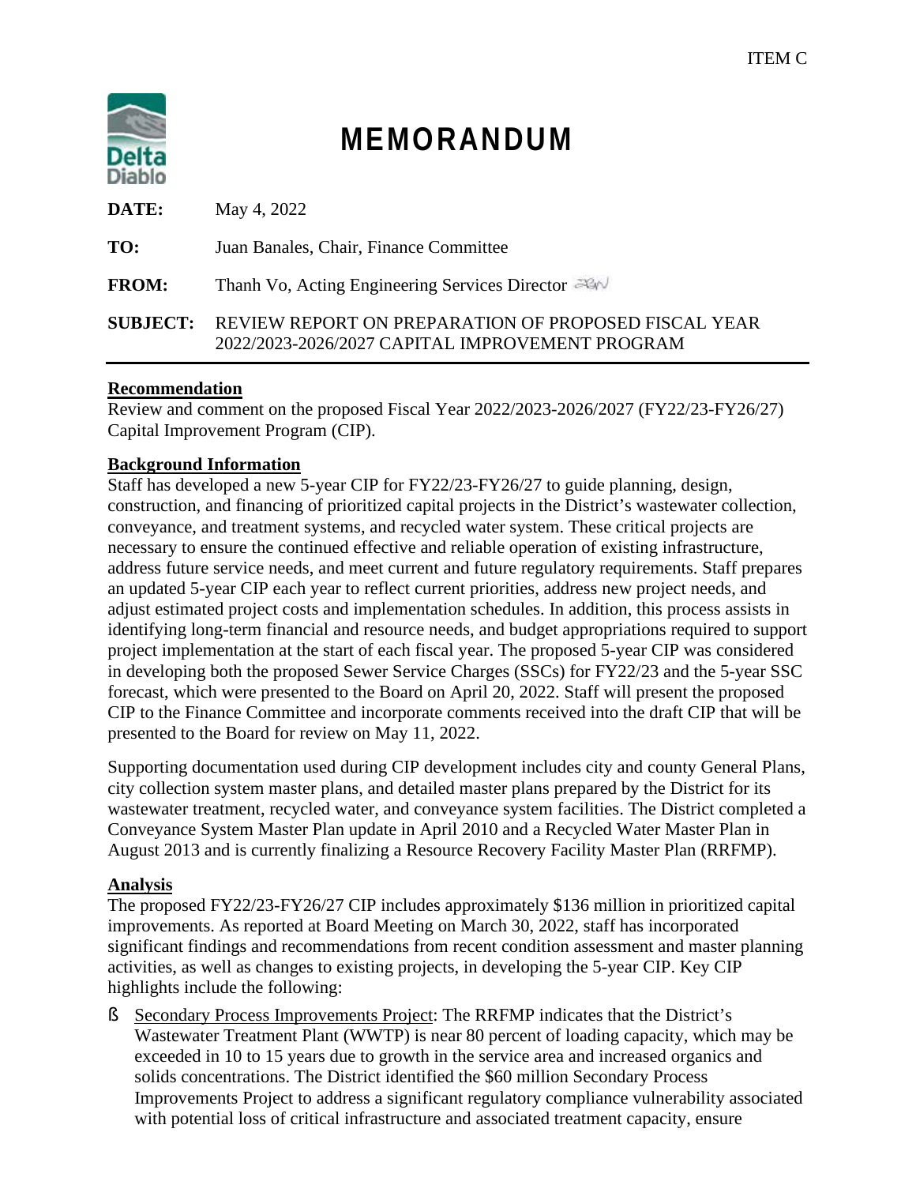ITEM C

# MEMORANDUM

**DATE:** May 4, 2022

**TO:** Juan Banales, Chair, Finance Committee

**FROM:** Thanh Vo, Acting Engineering Services Director

**SUBJECT:** REVIEW REPORT ON PREPARATION OF PROPOSED FISCAL YEAR 2022/2023-2026/2027 CAPITAL IMPROVEMENT PROGRAM

---

**Recommendation**

Review and comment on the proposed Fiscal Year 2022/2023-2026/2027 (FY22/23-FY26/27) Capital Improvement Program (CIP).

**Background Information**

Staff has developed a new 5-year CIP for FY22/23-FY26/27 to guide planning, design, construction, and financing of prioritized capital projects in the District's wastewater collection, conveyance, and treatment systems, and recycled water system. These critical projects are necessary to ensure the continued effective and reliable operation of existing infrastructure, address future service needs, and meet current and future regulatory requirements. Staff prepares an updated 5-year CIP each year to reflect current priorities, address new project needs, and adjust estimated project costs and implementation schedules. In addition, this process assists in identifying long-term financial and resource needs, and budget appropriations required to support project implementation at the start of each fiscal year. The proposed 5-year CIP was considered in developing both the proposed Sewer Service Charges (SSCs) for FY22/23 and the 5-year SSC forecast, which were presented to the Board on April 20, 2022. Staff will present the proposed CIP to the Finance Committee and incorporate comments received into the draft CIP that will be presented to the Board for review on May 11, 2022.

Supporting documentation used during CIP development includes city and county General Plans, city collection system master plans, and detailed master plans prepared by the District for its wastewater treatment, recycled water, and conveyance system facilities. The District completed a Conveyance System Master Plan update in April 2010 and a Recycled Water Master Plan in August 2013 and is currently finalizing a Resource Recovery Facility Master Plan (RRFMP).

**Analysis**

The proposed FY22/23-FY26/27 CIP includes approximately $136 million in prioritized capital improvements. As reported at Board Meeting on March 30, 2022, staff has incorporated significant findings and recommendations from recent condition assessment and master planning activities, as well as changes to existing projects, in developing the 5-year CIP. Key CIP highlights include the following:

- Secondary Process Improvements Project: The RRFMP indicates that the District's Wastewater Treatment Plant (WWTP) is near 80 percent of loading capacity, which may be exceeded in 10 to 15 years due to growth in the service area and increased organics and solids concentrations. The District identified the $60 million Secondary Process Improvements Project to address a significant regulatory compliance vulnerability associated with potential loss of critical infrastructure and associated treatment capacity, ensure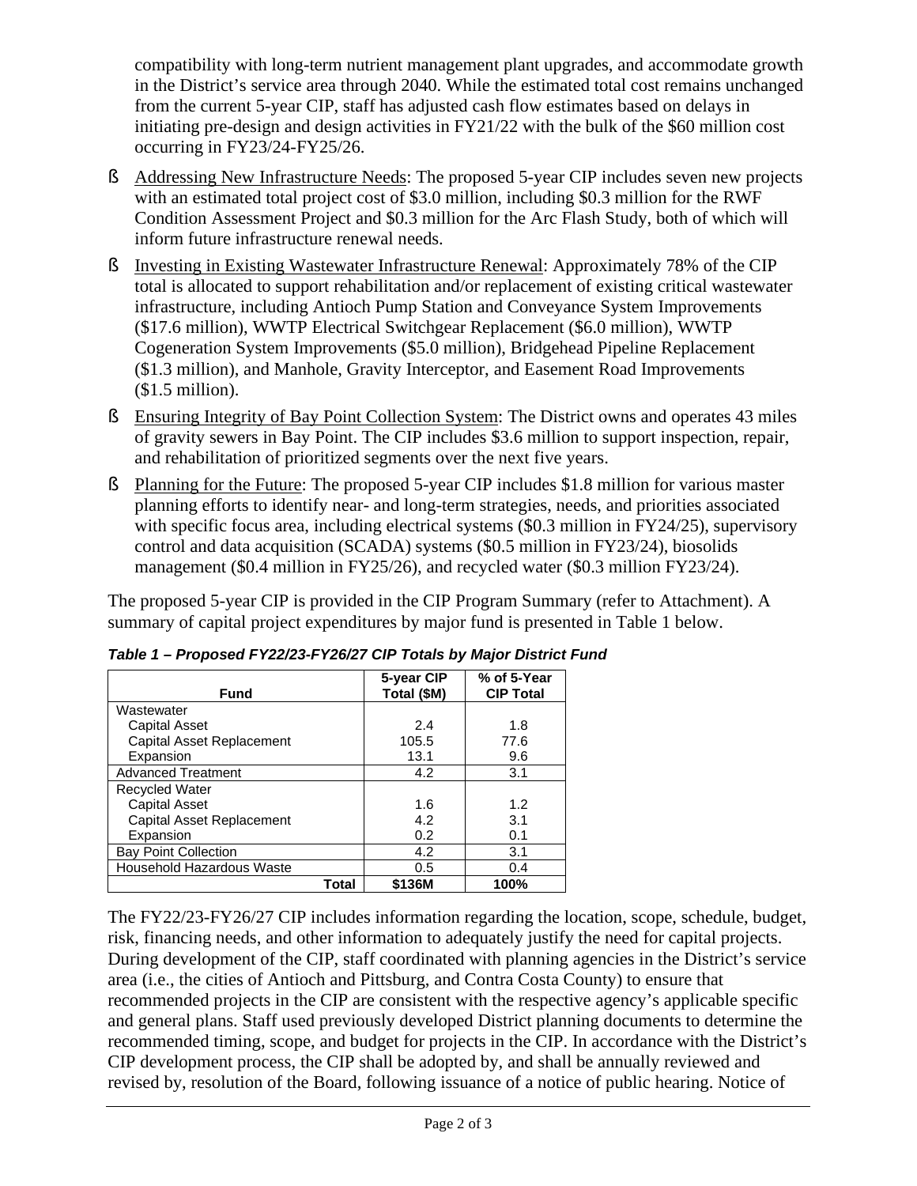compatibility with long-term nutrient management plant upgrades, and accommodate growth in the District's service area through 2040. While the estimated total cost remains unchanged from the current 5-year CIP, staff has adjusted cash flow estimates based on delays in initiating pre-design and design activities in FY21/22 with the bulk of the $60 million cost occurring in FY23/24-FY25/26.

- Addressing New Infrastructure Needs: The proposed 5-year CIP includes seven new projects with an estimated total project cost of $3.0 million, including $0.3 million for the RWF Condition Assessment Project and $0.3 million for the Arc Flash Study, both of which will inform future infrastructure renewal needs.
- Investing in Existing Wastewater Infrastructure Renewal: Approximately 78% of the CIP total is allocated to support rehabilitation and/or replacement of existing critical wastewater infrastructure, including Antioch Pump Station and Conveyance System Improvements ($17.6 million), WWTP Electrical Switchgear Replacement ($6.0 million), WWTP Cogeneration System Improvements ($5.0 million), Bridgehead Pipeline Replacement ($1.3 million), and Manhole, Gravity Interceptor, and Easement Road Improvements ($1.5 million).
- Ensuring Integrity of Bay Point Collection System: The District owns and operates 43 miles of gravity sewers in Bay Point. The CIP includes $3.6 million to support inspection, repair, and rehabilitation of prioritized segments over the next five years.
- Planning for the Future: The proposed 5-year CIP includes $1.8 million for various master planning efforts to identify near- and long-term strategies, needs, and priorities associated with specific focus area, including electrical systems ($0.3 million in FY24/25), supervisory control and data acquisition (SCADA) systems ($0.5 million in FY23/24), biosolids management ($0.4 million in FY25/26), and recycled water ($0.3 million FY23/24).

The proposed 5-year CIP is provided in the CIP Program Summary (refer to Attachment). A summary of capital project expenditures by major fund is presented in Table 1 below.

***Table 1 – Proposed FY22/23-FY26/27 CIP Totals by Major District Fund***

| Fund | 5-year CIP Total ($M) | % of 5-Year CIP Total |
|---|---|---|
| Wastewater | | |
| Capital Asset | 2.4 | 1.8 |
| Capital Asset Replacement | 105.5 | 77.6 |
| Expansion | 13.1 | 9.6 |
| Advanced Treatment | 4.2 | 3.1 |
| Recycled Water | | |
| Capital Asset | 1.6 | 1.2 |
| Capital Asset Replacement | 4.2 | 3.1 |
| Expansion | 0.2 | 0.1 |
| Bay Point Collection | 4.2 | 3.1 |
| Household Hazardous Waste | 0.5 | 0.4 |
| **Total** | **$136M** | **100%** |

The FY22/23-FY26/27 CIP includes information regarding the location, scope, schedule, budget, risk, financing needs, and other information to adequately justify the need for capital projects. During development of the CIP, staff coordinated with planning agencies in the District's service area (i.e., the cities of Antioch and Pittsburg, and Contra Costa County) to ensure that recommended projects in the CIP are consistent with the respective agency's applicable specific and general plans. Staff used previously developed District planning documents to determine the recommended timing, scope, and budget for projects in the CIP. In accordance with the District's CIP development process, the CIP shall be adopted by, and shall be annually reviewed and revised by, resolution of the Board, following issuance of a notice of public hearing. Notice of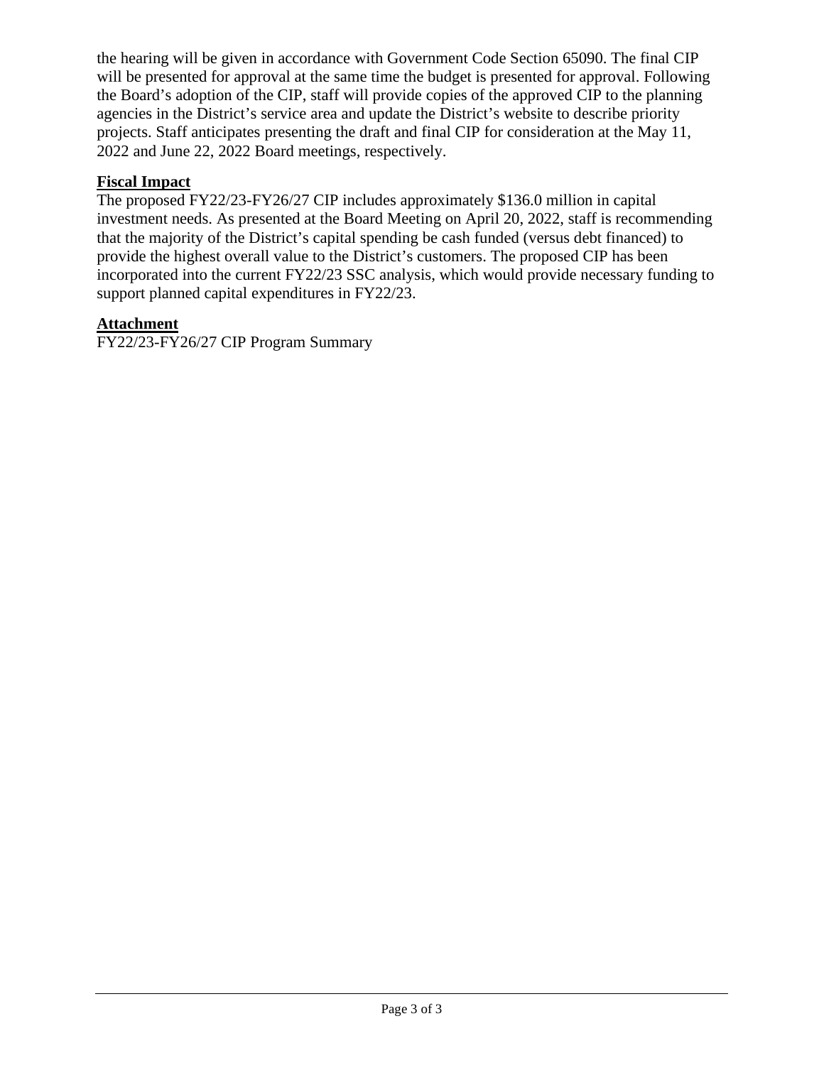the hearing will be given in accordance with Government Code Section 65090. The final CIP will be presented for approval at the same time the budget is presented for approval. Following the Board's adoption of the CIP, staff will provide copies of the approved CIP to the planning agencies in the District's service area and update the District's website to describe priority projects. Staff anticipates presenting the draft and final CIP for consideration at the May 11, 2022 and June 22, 2022 Board meetings, respectively.

**Fiscal Impact**

The proposed FY22/23-FY26/27 CIP includes approximately $136.0 million in capital investment needs. As presented at the Board Meeting on April 20, 2022, staff is recommending that the majority of the District's capital spending be cash funded (versus debt financed) to provide the highest overall value to the District's customers. The proposed CIP has been incorporated into the current FY22/23 SSC analysis, which would provide necessary funding to support planned capital expenditures in FY22/23.

**Attachment**

FY22/23-FY26/27 CIP Program Summary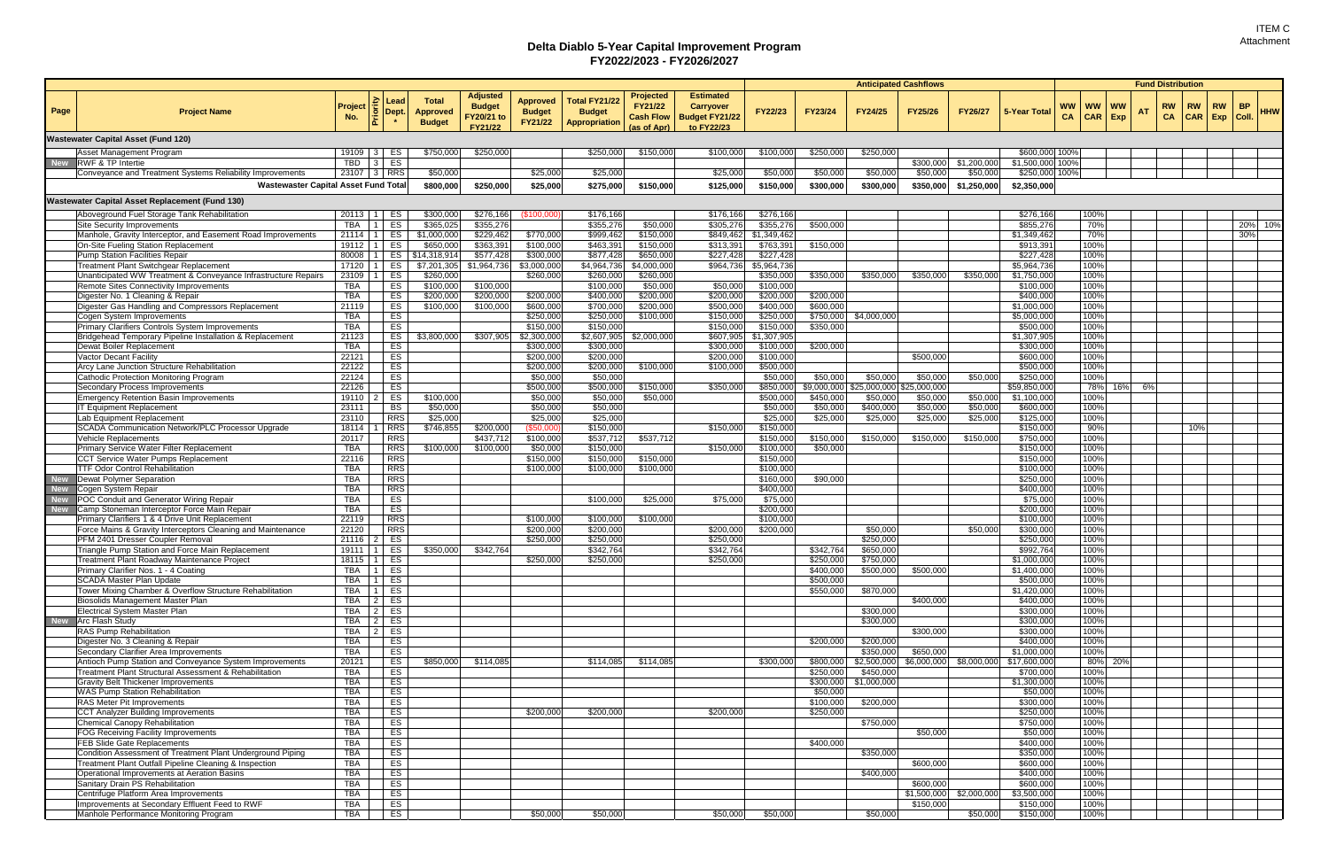ITEM C
Attachment

# Delta Diablo 5-Year Capital Improvement Program
## FY2022/2023 - FY2026/2027

| Page | Project Name | Project No. | Priority | Lead Dept. * | Total Approved Budget | Adjusted Budget FY20/21 to FY21/22 | Approved Budget FY21/22 | Total FY21/22 Budget Appropriation | Projected FY21/22 Cash Flow (as of Apr) | Estimated Carryover Budget FY21/22 to FY22/23 | Anticipated Cashflows FY22/23 | FY23/24 | FY24/25 | FY25/26 | FY26/27 | 5-Year Total | Fund Distribution WW CA | WW CAR | WW Exp | AT | RW CA | RW CAR | RW Exp | BP Coll. | HHW |
|---|---|---|---|---|---|---|---|---|---|---|---|---|---|---|---|---|---|---|---|---|---|---|---|---|---|
| | **Wastewater Capital Asset (Fund 120)** | | | | | | | | | | | | | | | | | | | | | | | | |
| | Asset Management Program | 19109 | 3 | ES | $750,000 | $250,000 | | $250,000 | $150,000 | $100,000 | $100,000 | $250,000 | $250,000 | | | $600,000 | 100% | | | | | | | | |
| New | RWF & TP Intertie | TBD | 3 | ES | | | | | | | | | | $300,000 | $1,200,000 | $1,500,000 | 100% | | | | | | | | |
| | Conveyance and Treatment Systems Reliability Improvements | 23107 | 3 | RRS | $50,000 | | $25,000 | $25,000 | | $25,000 | $50,000 | $50,000 | $50,000 | $50,000 | $50,000 | $250,000 | 100% | | | | | | | | |
| | **Wastewater Capital Asset Fund Total** | | | | **$800,000** | **$250,000** | **$25,000** | **$275,000** | **$150,000** | **$125,000** | **$150,000** | **$300,000** | **$300,000** | **$350,000** | **$1,250,000** | **$2,350,000** | | | | | | | | | |
| | **Wastewater Capital Asset Replacement (Fund 130)** | | | | | | | | | | | | | | | | | | | | | | | | |
| | Aboveground Fuel Storage Tank Rehabilitation | 20113 | 1 | ES | $300,000 | $276,166 | ($100,000) | $176,166 | | $176,166 | $276,166 | | | | | $276,166 | | 100% | | | | | | | |
| | Site Security Improvements | TBA | 1 | ES | $365,025 | $355,276 | | $355,276 | $50,000 | $305,276 | $355,276 | $500,000 | | | | $855,276 | | 70% | | | | | | 20% | 10% |
| | Manhole, Gravity Interceptor, and Easement Road Improvements | 21114 | 1 | ES | $1,000,000 | $229,462 | $770,000 | $999,462 | $150,000 | $849,462 | $1,349,462 | | | | | $1,349,462 | | 70% | | | | | | 30% | |
| | On-Site Fueling Station Replacement | 19112 | 1 | ES | $650,000 | $363,391 | $100,000 | $463,391 | $150,000 | $313,391 | $763,391 | $150,000 | | | | $913,391 | | 100% | | | | | | | |
| | Pump Station Facilities Repair | 80008 | 1 | ES | $14,318,914 | $577,428 | $300,000 | $877,428 | $650,000 | $227,428 | $227,428 | | | | | $227,428 | | 100% | | | | | | | |
| | Treatment Plant Switchgear Replacement | 17120 | 1 | ES | $7,201,305 | $1,964,736 | $3,000,000 | $4,964,736 | $4,000,000 | $964,736 | $5,964,736 | | | | | $5,964,736 | | 100% | | | | | | | |
| | Unanticipated WW Treatment & Conveyance Infrastructure Repairs | 23109 | 1 | ES | $260,000 | | $260,000 | $260,000 | $260,000 | | $350,000 | $350,000 | $350,000 | $350,000 | $350,000 | $1,750,000 | | 100% | | | | | | | |
| | Remote Sites Connectivity Improvements | TBA | | ES | $100,000 | $100,000 | | $100,000 | $50,000 | $50,000 | $100,000 | | | | | $100,000 | | 100% | | | | | | | |
| | Digester No. 1 Cleaning & Repair | TBA | | ES | $200,000 | $200,000 | $200,000 | $400,000 | $200,000 | $200,000 | $200,000 | $200,000 | | | | $400,000 | | 100% | | | | | | | |
| | Digester Gas Handling and Compressors Replacement | 21119 | | ES | $100,000 | $100,000 | $600,000 | $700,000 | $200,000 | $500,000 | $400,000 | $600,000 | | | | $1,000,000 | | 100% | | | | | | | |
| | Cogen System Improvements | TBA | | ES | | | $250,000 | $250,000 | $100,000 | $150,000 | $250,000 | $750,000 | $4,000,000 | | | $5,000,000 | | 100% | | | | | | | |
| | Primary Clarifiers Controls System Improvements | TBA | | ES | | | $150,000 | $150,000 | | $150,000 | $150,000 | $350,000 | | | | $500,000 | | 100% | | | | | | | |
| | Bridgehead Temporary Pipeline Installation & Replacement | 21123 | | ES | $3,800,000 | $307,905 | $2,300,000 | $2,607,905 | $2,000,000 | $607,905 | $1,307,905 | | | | | $1,307,905 | | 100% | | | | | | | |
| | Dewat Boiler Replacement | TBA | | ES | | | $300,000 | $300,000 | | $300,000 | $100,000 | $200,000 | | | | $300,000 | | 100% | | | | | | | |
| | Vactor Decant Facility | 22121 | | ES | | | $200,000 | $200,000 | | $200,000 | $100,000 | | | $500,000 | | $600,000 | | 100% | | | | | | | |
| | Arcy Lane Junction Structure Rehabilitation | 22122 | | ES | | | $200,000 | $200,000 | $100,000 | $100,000 | $500,000 | | | | | $500,000 | | 100% | | | | | | | |
| | Cathodic Protection Monitoring Program | 22124 | | ES | | | $50,000 | $50,000 | | | $50,000 | $50,000 | $50,000 | $50,000 | $50,000 | $250,000 | | 100% | | | | | | | |
| | Secondary Process Improvements | 22126 | | ES | | | $500,000 | $500,000 | $150,000 | $350,000 | $850,000 | $9,000,000 | $25,000,000 | $25,000,000 | | $59,850,000 | | 78% | 16% | 6% | | | | | |
| | Emergency Retention Basin Improvements | 19110 | 2 | ES | $100,000 | | $50,000 | $50,000 | $50,000 | | $500,000 | $450,000 | $50,000 | $50,000 | $50,000 | $1,100,000 | | 100% | | | | | | | |
| | IT Equipment Replacement | 23111 | | BS | | | $50,000 | $50,000 | | | $50,000 | $50,000 | $400,000 | $50,000 | $50,000 | $600,000 | | 100% | | | | | | | |
| | Lab Equipment Replacement | 23110 | | RRS | $25,000 | | $25,000 | $25,000 | | | $25,000 | $25,000 | $25,000 | $25,000 | $25,000 | $125,000 | | 100% | | | | | | | |
| | SCADA Communication Network/PLC Processor Upgrade | 18114 | 1 | RRS | $746,855 | $200,000 | ($50,000) | $150,000 | | $150,000 | $150,000 | | | | | $150,000 | | 90% | | | | 10% | | | |
| | Vehicle Replacements | 20117 | | RRS | | $437,712 | $100,000 | $537,712 | $537,712 | | $150,000 | $150,000 | $150,000 | $150,000 | $150,000 | $750,000 | | 100% | | | | | | | |
| | Primary Service Water Filter Replacement | TBA | | RRS | $100,000 | $100,000 | $50,000 | $150,000 | | $150,000 | $100,000 | $50,000 | | | | $150,000 | | 100% | | | | | | | |
| | CCT Service Water Pumps Replacement | 22116 | | RRS | | | $150,000 | $150,000 | $150,000 | | $150,000 | | | | | $150,000 | | 100% | | | | | | | |
| | TTF Odor Control Rehabilitation | TBA | | RRS | | | $100,000 | $100,000 | $100,000 | | $100,000 | | | | | $100,000 | | 100% | | | | | | | |
| New | Dewat Polymer Separation | TBA | | RRS | | | | | | | $160,000 | $90,000 | | | | $250,000 | | 100% | | | | | | | |
| New | Cogen System Repair | TBA | | RRS | | | | | | | $400,000 | | | | | $400,000 | | 100% | | | | | | | |
| New | POC Conduit and Generator Wiring Repair | TBA | | ES | | | | $100,000 | $25,000 | $75,000 | $75,000 | | | | | $75,000 | | 100% | | | | | | | |
| New | Camp Stoneman Interceptor Force Main Repair | TBA | | ES | | | | | | | $200,000 | | | | | $200,000 | | 100% | | | | | | | |
| | Primary Clarifiers 1 & 4 Drive Unit Replacement | 22119 | | RRS | | | $100,000 | $100,000 | $100,000 | | $100,000 | | | | | $100,000 | | 100% | | | | | | | |
| | Force Mains & Gravity Interceptors Cleaning and Maintenance | 22120 | | RRS | | | $200,000 | $200,000 | | $200,000 | $200,000 | | $50,000 | | $50,000 | $300,000 | | 100% | | | | | | | |
| | PFM 2401 Dresser Coupler Removal | 21116 | 2 | ES | | | $250,000 | $250,000 | | $250,000 | | | $250,000 | | | $250,000 | | 100% | | | | | | | |
| | Triangle Pump Station and Force Main Replacement | 19111 | 1 | ES | $350,000 | $342,764 | | $342,764 | | $342,764 | | $342,764 | $650,000 | | | $992,764 | | 100% | | | | | | | |
| | Treatment Plant Roadway Maintenance Project | 18115 | 1 | ES | | | $250,000 | $250,000 | | $250,000 | | $250,000 | $750,000 | | | $1,000,000 | | 100% | | | | | | | |
| | Primary Clarifier Nos. 1 - 4 Coating | TBA | 1 | ES | | | | | | | | $400,000 | $500,000 | $500,000 | | $1,400,000 | | 100% | | | | | | | |
| | SCADA Master Plan Update | TBA | 1 | ES | | | | | | | | $500,000 | | | | $500,000 | | 100% | | | | | | | |
| | Tower Mixing Chamber & Overflow Structure Rehabilitation | TBA | 1 | ES | | | | | | | | $550,000 | $870,000 | | | $1,420,000 | | 100% | | | | | | | |
| | Biosolids Management Master Plan | TBA | 2 | ES | | | | | | | | | | $400,000 | | $400,000 | | 100% | | | | | | | |
| | Electrical System Master Plan | TBA | 2 | ES | | | | | | | | | $300,000 | | | $300,000 | | 100% | | | | | | | |
| New | Arc Flash Study | TBA | 2 | ES | | | | | | | | | $300,000 | | | $300,000 | | 100% | | | | | | | |
| | RAS Pump Rehabilitation | TBA | 2 | ES | | | | | | | | | | $300,000 | | $300,000 | | 100% | | | | | | | |
| | Digester No. 3 Cleaning & Repair | TBA | | ES | | | | | | | | $200,000 | $200,000 | | | $400,000 | | 100% | | | | | | | |
| | Secondary Clarifier Area Improvements | TBA | | ES | | | | | | | | | $350,000 | $650,000 | | $1,000,000 | | 100% | | | | | | | |
| | Antioch Pump Station and Conveyance System Improvements | 20121 | | ES | $850,000 | $114,085 | | $114,085 | $114,085 | | $300,000 | $800,000 | $2,500,000 | $6,000,000 | $8,000,000 | $17,600,000 | | 80% | 20% | | | | | | |
| | Treatment Plant Structural Assessment & Rehabilitation | TBA | | ES | | | | | | | | $250,000 | $450,000 | | | $700,000 | | 100% | | | | | | | |
| | Gravity Belt Thickener Improvements | TBA | | ES | | | | | | | | $300,000 | $1,000,000 | | | $1,300,000 | | 100% | | | | | | | |
| | WAS Pump Station Rehabilitation | TBA | | ES | | | | | | | | $50,000 | | | | $50,000 | | 100% | | | | | | | |
| | RAS Meter Pit Improvements | TBA | | ES | | | | | | | | $100,000 | $200,000 | | | $300,000 | | 100% | | | | | | | |
| | CCT Analyzer Building Improvements | TBA | | ES | | | $200,000 | $200,000 | | $200,000 | | $250,000 | | | | $250,000 | | 100% | | | | | | | |
| | Chemical Canopy Rehabilitation | TBA | | ES | | | | | | | | | $750,000 | | | $750,000 | | 100% | | | | | | | |
| | FOG Receiving Facility Improvements | TBA | | ES | | | | | | | | | | $50,000 | | $50,000 | | 100% | | | | | | | |
| | FEB Slide Gate Replacements | TBA | | ES | | | | | | | | $400,000 | | | | $400,000 | | 100% | | | | | | | |
| | Condition Assessment of Treatment Plant Underground Piping | TBA | | ES | | | | | | | | | $350,000 | | | $350,000 | | 100% | | | | | | | |
| | Treatment Plant Outfall Pipeline Cleaning & Inspection | TBA | | ES | | | | | | | | | | $600,000 | | $600,000 | | 100% | | | | | | | |
| | Operational Improvements at Aeration Basins | TBA | | ES | | | | | | | | | $400,000 | | | $400,000 | | 100% | | | | | | | |
| | Sanitary Drain PS Rehabilitation | TBA | | ES | | | | | | | | | | $600,000 | | $600,000 | | 100% | | | | | | | |
| | Centrifuge Platform Area Improvements | TBA | | ES | | | | | | | | | | $1,500,000 | $2,000,000 | $3,500,000 | | 100% | | | | | | | |
| | Improvements at Secondary Effluent Feed to RWF | TBA | | ES | | | | | | | | | | $150,000 | | $150,000 | | 100% | | | | | | | |
| | Manhole Performance Monitoring Program | TBA | | ES | | | $50,000 | $50,000 | | $50,000 | $50,000 | | $50,000 | | $50,000 | $150,000 | | 100% | | | | | | | |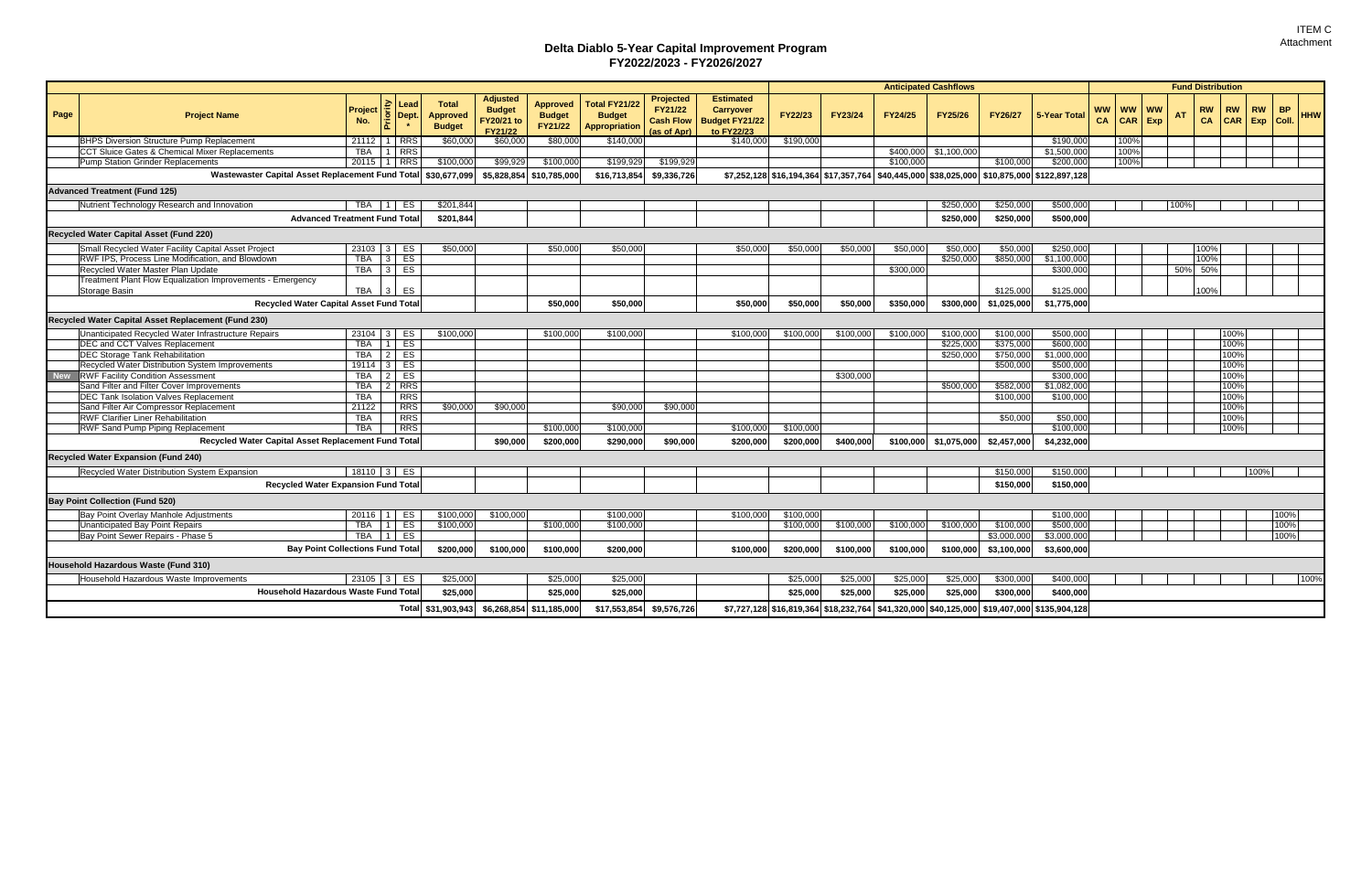ITEM C
Attachment

# Delta Diablo 5-Year Capital Improvement Program
## FY2022/2023 - FY2026/2027

| | | | | | | | | | | | Anticipated Cashflows | | | | | | Fund Distribution | | | | | | | | |
|---|---|---|---|---|---|---|---|---|---|---|---|---|---|---|---|---|---|---|---|---|---|---|---|---|---|
| Page | Project Name | Project No. | Priority* | Lead Dept. | Total Approved Budget | Adjusted Budget FY20/21 to FY21/22 | Approved Budget FY21/22 | Total FY21/22 Budget Appropriation | Projected FY21/22 Cash Flow (as of Apr) | Estimated Carryover Budget FY21/22 to FY22/23 | FY22/23 | FY23/24 | FY24/25 | FY25/26 | FY26/27 | 5-Year Total | WW CA | WW CAR | WW Exp | AT | RW CA | RW CAR | RW Exp | BP Coll. | HHW |
| | BHPS Diversion Structure Pump Replacement | 21112 | 1 | RRS | $60,000 | $60,000 | $80,000 | $140,000 | | $140,000 | $190,000 | | | | | $190,000 | | 100% | | | | | | | |
| | CCT Sluice Gates & Chemical Mixer Replacements | TBA | 1 | RRS | | | | | | | | | $400,000 | $1,100,000 | | $1,500,000 | | 100% | | | | | | | |
| | Pump Station Grinder Replacements | 20115 | 1 | RRS | $100,000 | $99,929 | $100,000 | $199,929 | $199,929 | | | | $100,000 | | $100,000 | $200,000 | | 100% | | | | | | | |
| | **Wastewater Capital Asset Replacement Fund Total** | | | | **$30,677,099** | **$5,828,854** | **$10,785,000** | **$16,713,854** | **$9,336,726** | **$7,252,128** | **$16,194,364** | **$17,357,764** | **$40,445,000** | **$38,025,000** | **$10,875,000** | **$122,897,128** | | | | | | | | | |
| | **Advanced Treatment (Fund 125)** | | | | | | | | | | | | | | | | | | | | | | | | |
| | Nutrient Technology Research and Innovation | TBA | 1 | ES | $201,844 | | | | | | | | | $250,000 | $250,000 | $500,000 | | | | 100% | | | | | |
| | **Advanced Treatment Fund Total** | | | | **$201,844** | | | | | | | | | **$250,000** | **$250,000** | **$500,000** | | | | | | | | | |
| | **Recycled Water Capital Asset (Fund 220)** | | | | | | | | | | | | | | | | | | | | | | | | |
| | Small Recycled Water Facility Capital Asset Project | 23103 | 3 | ES | $50,000 | | $50,000 | $50,000 | | $50,000 | $50,000 | $50,000 | $50,000 | $50,000 | $50,000 | $250,000 | | | | | 100% | | | | |
| | RWF IPS, Process Line Modification, and Blowdown | TBA | 3 | ES | | | | | | | | | | $250,000 | $850,000 | $1,100,000 | | | | | 100% | | | | |
| | Recycled Water Master Plan Update | TBA | 3 | ES | | | | | | | | | $300,000 | | | $300,000 | | | | 50% | 50% | | | | |
| | Treatment Plant Flow Equalization Improvements - Emergency Storage Basin | TBA | 3 | ES | | | | | | | | | | | $125,000 | $125,000 | | | | | 100% | | | | |
| | **Recycled Water Capital Asset Fund Total** | | | | | | **$50,000** | **$50,000** | | **$50,000** | **$50,000** | **$50,000** | **$350,000** | **$300,000** | **$1,025,000** | **$1,775,000** | | | | | | | | | |
| | **Recycled Water Capital Asset Replacement (Fund 230)** | | | | | | | | | | | | | | | | | | | | | | | | |
| | Unanticipated Recycled Water Infrastructure Repairs | 23104 | 3 | ES | $100,000 | | $100,000 | $100,000 | | $100,000 | $100,000 | $100,000 | $100,000 | $100,000 | $100,000 | $500,000 | | | | | | 100% | | | |
| | DEC and CCT Valves Replacement | TBA | 1 | ES | | | | | | | | | | $225,000 | $375,000 | $600,000 | | | | | | 100% | | | |
| | DEC Storage Tank Rehabilitation | TBA | 2 | ES | | | | | | | | | | $250,000 | $750,000 | $1,000,000 | | | | | | 100% | | | |
| | Recycled Water Distribution System Improvements | 19114 | 3 | ES | | | | | | | | | | | $500,000 | $500,000 | | | | | | 100% | | | |
| New | RWF Facility Condition Assessment | TBA | 2 | ES | | | | | | | | $300,000 | | | | $300,000 | | | | | | 100% | | | |
| | Sand Filter and Filter Cover Improvements | TBA | 2 | RRS | | | | | | | | | | $500,000 | $582,000 | $1,082,000 | | | | | | 100% | | | |
| | DEC Tank Isolation Valves Replacement | TBA | | RRS | | | | | | | | | | | $100,000 | $100,000 | | | | | | 100% | | | |
| | Sand Filter Air Compressor Replacement | 21122 | | RRS | $90,000 | $90,000 | | $90,000 | $90,000 | | | | | | | | | | | | | 100% | | | |
| | RWF Clarifier Liner Rehabilitation | TBA | | RRS | | | | | | | | | | | $50,000 | $50,000 | | | | | | 100% | | | |
| | RWF Sand Pump Piping Replacement | TBA | | RRS | | | $100,000 | $100,000 | | $100,000 | $100,000 | | | | | $100,000 | | | | | | 100% | | | |
| | **Recycled Water Capital Asset Replacement Fund Total** | | | | | **$90,000** | **$200,000** | **$290,000** | **$90,000** | **$200,000** | **$200,000** | **$400,000** | **$100,000** | **$1,075,000** | **$2,457,000** | **$4,232,000** | | | | | | | | | |
| | **Recycled Water Expansion (Fund 240)** | | | | | | | | | | | | | | | | | | | | | | | | |
| | Recycled Water Distribution System Expansion | 18110 | 3 | ES | | | | | | | | | | | $150,000 | $150,000 | | | | | | | 100% | | |
| | **Recycled Water Expansion Fund Total** | | | | | | | | | | | | | | **$150,000** | **$150,000** | | | | | | | | | |
| | **Bay Point Collection (Fund 520)** | | | | | | | | | | | | | | | | | | | | | | | | |
| | Bay Point Overlay Manhole Adjustments | 20116 | 1 | ES | $100,000 | $100,000 | | $100,000 | | $100,000 | $100,000 | | | | | $100,000 | | | | | | | | 100% | |
| | Unanticipated Bay Point Repairs | TBA | 1 | ES | $100,000 | | $100,000 | $100,000 | | | $100,000 | $100,000 | $100,000 | $100,000 | $100,000 | $500,000 | | | | | | | | 100% | |
| | Bay Point Sewer Repairs - Phase 5 | TBA | 1 | ES | | | | | | | | | | | $3,000,000 | $3,000,000 | | | | | | | | 100% | |
| | **Bay Point Collections Fund Total** | | | | **$200,000** | **$100,000** | **$100,000** | **$200,000** | | **$100,000** | **$200,000** | **$100,000** | **$100,000** | **$100,000** | **$3,100,000** | **$3,600,000** | | | | | | | | | |
| | **Household Hazardous Waste (Fund 310)** | | | | | | | | | | | | | | | | | | | | | | | | |
| | Household Hazardous Waste Improvements | 23105 | 3 | ES | $25,000 | | $25,000 | $25,000 | | | $25,000 | $25,000 | $25,000 | $25,000 | $300,000 | $400,000 | | | | | | | | | 100% |
| | **Household Hazardous Waste Fund Total** | | | | **$25,000** | | **$25,000** | **$25,000** | | | **$25,000** | **$25,000** | **$25,000** | **$25,000** | **$300,000** | **$400,000** | | | | | | | | | |
| | **Total** | | | | **$31,903,943** | **$6,268,854** | **$11,185,000** | **$17,553,854** | **$9,576,726** | **$7,727,128** | **$16,819,364** | **$18,232,764** | **$41,320,000** | **$40,125,000** | **$19,407,000** | **$135,904,128** | | | | | | | | | |